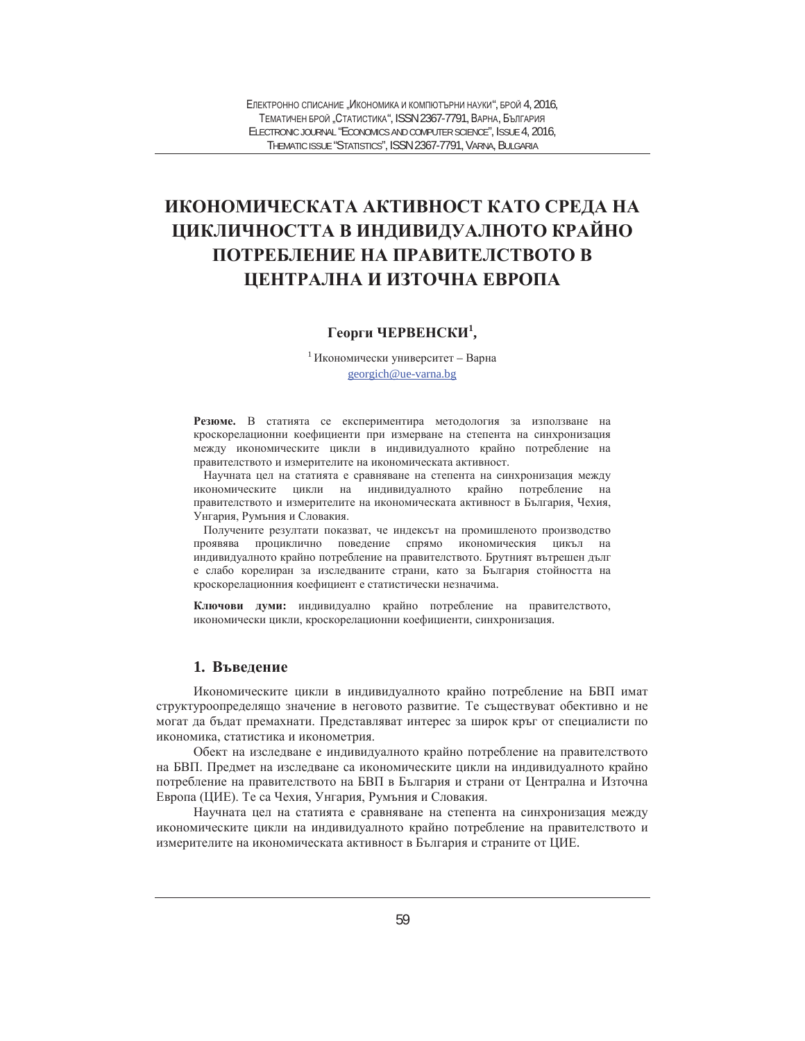# ИКОНОМИЧЕСКАТА АКТИВНОСТ КАТО СРЕДА НА ЦИКЛИЧНОСТТА В ИНДИВИДУАЛНОТО КРАЙНО ПОТРЕБЛЕНИЕ НА ПРАВИТЕЛСТВОТО В ЦЕНТРАЛНА И ИЗТОЧНА ЕВРОПА

**Георги ЧЕРВЕНСКИ[1],**

[1] Икономически университет – Варна
georgich@ue-varna.bg

**Резюме.** В статията се експериментира методология за използване на кроскорелационни коефициенти при измерване на степента на синхронизация между икономическите цикли в индивидуалното крайно потребление на правителството и измерителите на икономическата активност.

Научната цел на статията е сравняване на степента на синхронизация между икономическите цикли на индивидуалното крайно потребление на правителството и измерителите на икономическата активност в България, Чехия, Унгария, Румъния и Словакия.

Получените резултати показват, че индексът на промишленото производство проявява процикличнo поведение спрямо икономическия цикъл на индивидуалното крайно потребление на правителството. Брутният вътрешен дълг е слабо корелиран за изследваните страни, като за България стойността на кроскорелационния коефициент е статистически незначима.

**Ключови думи:** индивидуално крайно потребление на правителството, икономически цикли, кроскорелационни коефициенти, синхронизация.

## 1. Въведение

Икономическите цикли в индивидуалното крайно потребление на БВП имат структуроопределящо значение в неговото развитие. Те съществуват обективно и не могат да бъдат премахнати. Представляват интерес за широк кръг от специалисти по икономика, статистика и иконометрия.

Обект на изследване е индивидуалното крайно потребление на правителството на БВП. Предмет на изследване са икономическите цикли на индивидуалното крайно потребление на правителството на БВП в България и страни от Централна и Източна Европа (ЦИЕ). Те са Чехия, Унгария, Румъния и Словакия.

Научната цел на статията е сравняване на степента на синхронизация между икономическите цикли на индивидуалното крайно потребление на правителството и измерителите на икономическата активност в България и страните от ЦИЕ.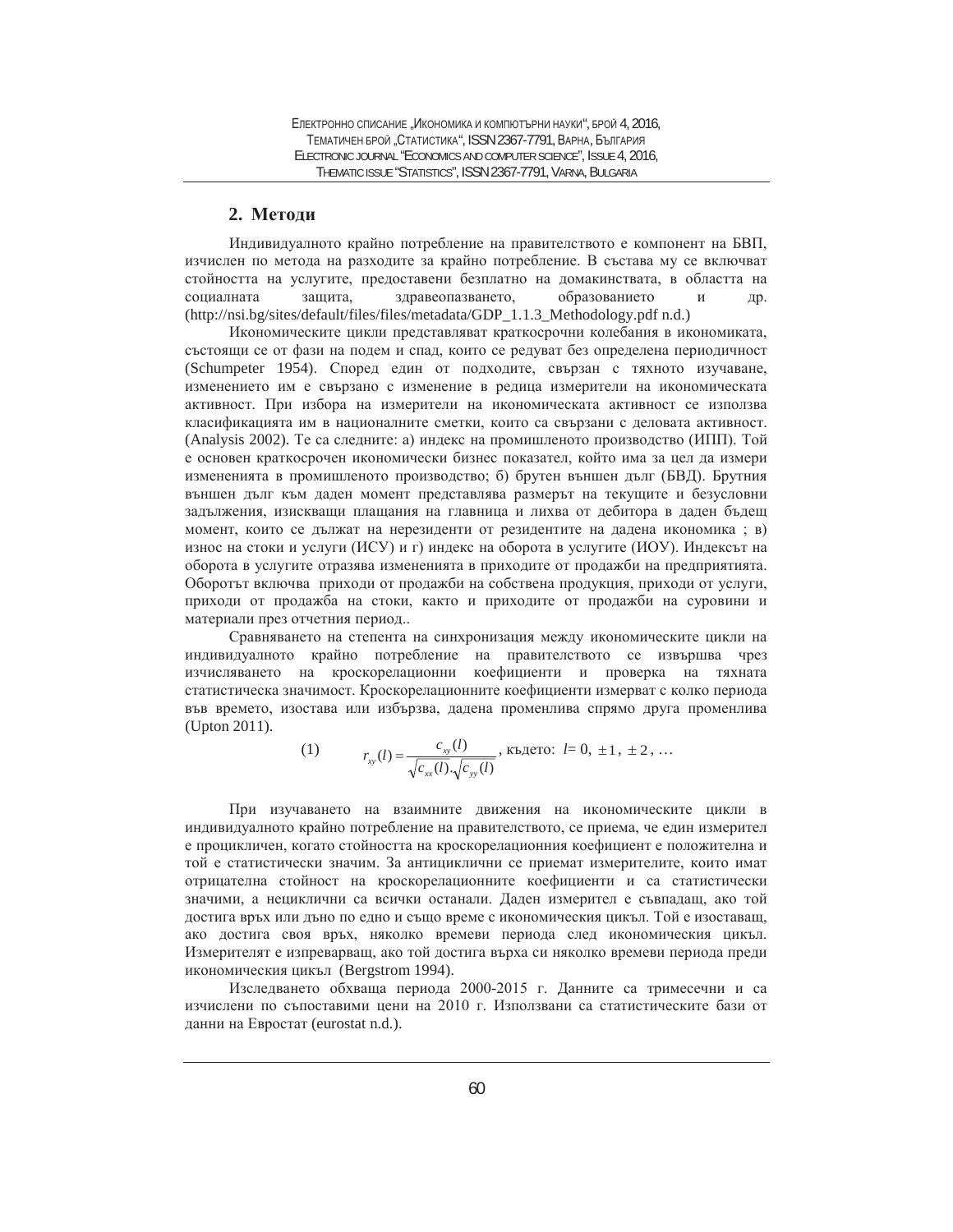## 2. Методи

Индивидуалното крайно потребление на правителството е компонент на БВП, изчислен по метода на разходите за крайно потребление. В състава му се включват стойността на услугите, предоставени безплатно на домакинствата, в областта на социалната защита, здравеопазването, образованието и др. (http://nsi.bg/sites/default/files/files/metadata/GDP_1.1.3_Methodology.pdf n.d.)

Икономическите цикли представляват краткосрочни колебания в икономиката, състоящи се от фази на подем и спад, които се редуват без определена периодичност (Schumpeter 1954). Според един от подходите, свързан с тяхното изучаване, изменението им е свързано с изменение в редица измерители на икономическата активност. При избора на измерители на икономическата активност се използва класификацията им в националните сметки, които са свързани с деловата активност. (Analysis 2002). Те са следните: а) индекс на промишленото производство (ИПП). Той е основен краткосрочен икономически бизнес показател, който има за цел да измери измененията в промишленото производство; б) брутен външен дълг (БВД). Брутния външен дълг към даден момент представлява размерът на текущите и безусловни задължения, изискващи плащания на главница и лихва от дебитора в даден бъдещ момент, които се дължат на нерезиденти от резидентите на дадена икономика ; в) износ на стоки и услуги (ИСУ) и г) индекс на оборота в услугите (ИОУ). Индексът на оборота в услугите отразява измененията в приходите от продажби на предприятията. Оборотът включва приходи от продажби на собствена продукция, приходи от услуги, приходи от продажба на стоки, както и приходите от продажби на суровини и материали през отчетния период..

Сравняването на степента на синхронизация между икономическите цикли на индивидуалното крайно потребление на правителството се извършва чрез изчисляването на кроскорелационни коефициенти и проверка на тяхната статистическа значимост. Кроскорелационните коефициенти измерват с колко периода във времето, изостава или избързва, дадена променлива спрямо друга променлива (Upton 2011).

$$(1) \qquad r_{xy}(l) = \frac{c_{xy}(l)}{\sqrt{c_{xx}(l)}.\sqrt{c_{yy}(l)}}, \text{ където: } l = 0, \pm 1, \pm 2, \ldots$$

При изучаването на взаимните движения на икономическите цикли в индивидуалното крайно потребление на правителството, се приема, че един измерител е процикличен, когато стойността на кроскорелационния коефициент е положителна и той е статистически значим. За антициклични се приемат измерителите, които имат отрицателна стойност на кроскорелационните коефициенти и са статистически значими, а нециклични са всички останали. Даден измерител е съвпадащ, ако той достига връх или дъно по едно и също време с икономическия цикъл. Той е изоставащ, ако достига своя връх, няколко времеви периода след икономическия цикъл. Измерителят е изпреварващ, ако той достига върха си няколко времеви периода преди икономическия цикъл (Bergstrom 1994).

Изследването обхваща периода 2000-2015 г. Данните са тримесечни и са изчислени по съпоставими цени на 2010 г. Използвани са статистическите бази от данни на Евростат (eurostat n.d.).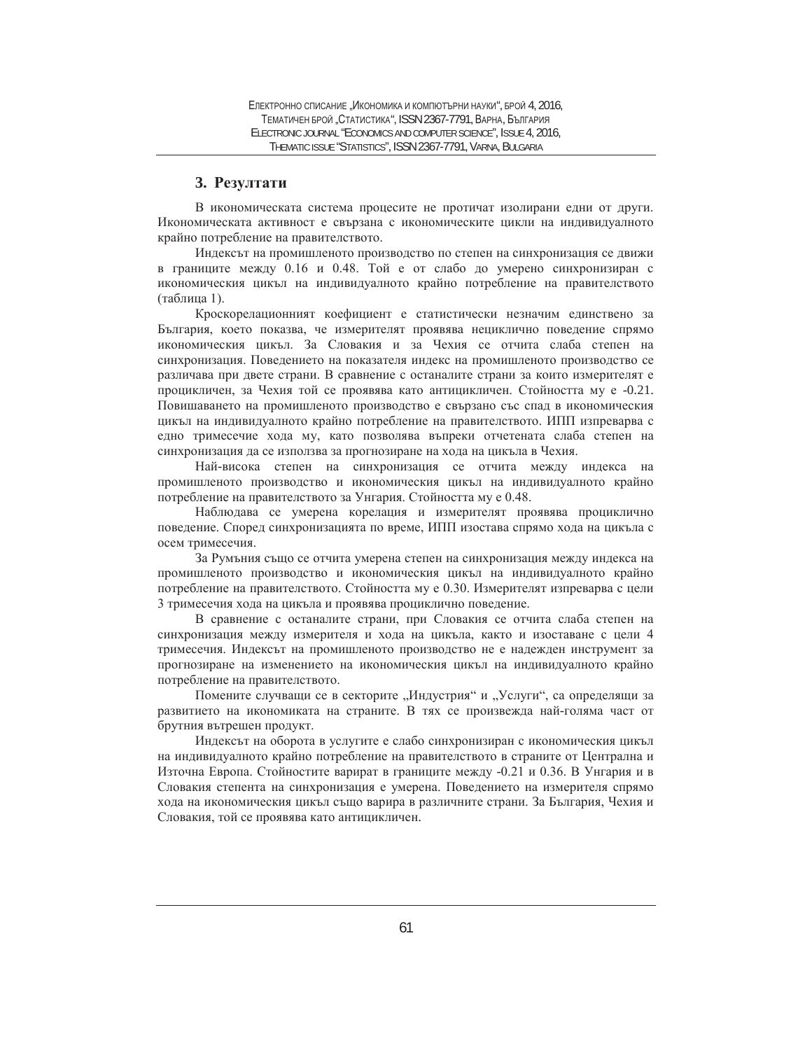## 3. Резултати

В икономическата система процесите не протичат изолирани едни от други. Икономическата активност е свързана с икономическите цикли на индивидуалното крайно потребление на правителството.

Индексът на промишленото производство по степен на синхронизация се движи в границите между 0.16 и 0.48. Той е от слабо до умерено синхронизиран с икономическия цикъл на индивидуалното крайно потребление на правителството (таблица 1).

Кроскорелационният коефициент е статистически незначим единствено за България, което показва, че измерителят проявява нециклично поведение спрямо икономическия цикъл. За Словакия и за Чехия се отчита слаба степен на синхронизация. Поведението на показателя индекс на промишленото производство се различава при двете страни. В сравнение с останалите страни за които измерителят е прoцикличен, за Чехия той се проявява като антицикличен. Стойността му е -0.21. Повишаването на промишленото производство е свързано със спад в икономическия цикъл на индивидуалното крайно потребление на правителството. ИПП изпреварва с едно тримесечие хода му, като позволява въпреки отчетената слаба степен на синхронизация да се използва за прогнозиране на хода на цикъла в Чехия.

Най-висока степен на синхронизация се отчита между индекса на промишленото производство и икономическия цикъл на индивидуалното крайно потребление на правителството за Унгария. Стойността му е 0.48.

Наблюдава се умерена корелация и измерителят проявява проциклично поведение. Според синхронизацията по време, ИПП изостава спрямо хода на цикъла с осем тримесечия.

За Румъния също се отчита умерена степен на синхронизация между индекса на промишленото производство и икономическия цикъл на индивидуалното крайно потребление на правителството. Стойността му е 0.30. Измерителят изпреварва с цели 3 тримесечия хода на цикъла и проявява проциклично поведение.

В сравнение с останалите страни, при Словакия се отчита слаба степен на синхронизация между измерителя и хода на цикъла, както и изоставане с цели 4 тримесечия. Индексът на промишленото производство не е надежден инструмент за прогнозиране на изменението на икономическия цикъл на индивидуалното крайно потребление на правителството.

Помените случващи се в секторите „Индустрия“ и „Услуги“, са определящи за развитието на икономиката на страните. В тях се произвежда най-голяма част от брутния вътрешен продукт.

Индексът на оборота в услугите е слабо синхронизиран с икономическия цикъл на индивидуалното крайно потребление на правителството в страните от Централна и Източна Европа. Стойностите варират в границите между -0.21 и 0.36. В Унгария и в Словакия степента на синхронизация е умерена. Поведението на измерителя спрямо хода на икономическия цикъл също варира в различните страни. За България, Чехия и Словакия, той се проявява като антицикличен.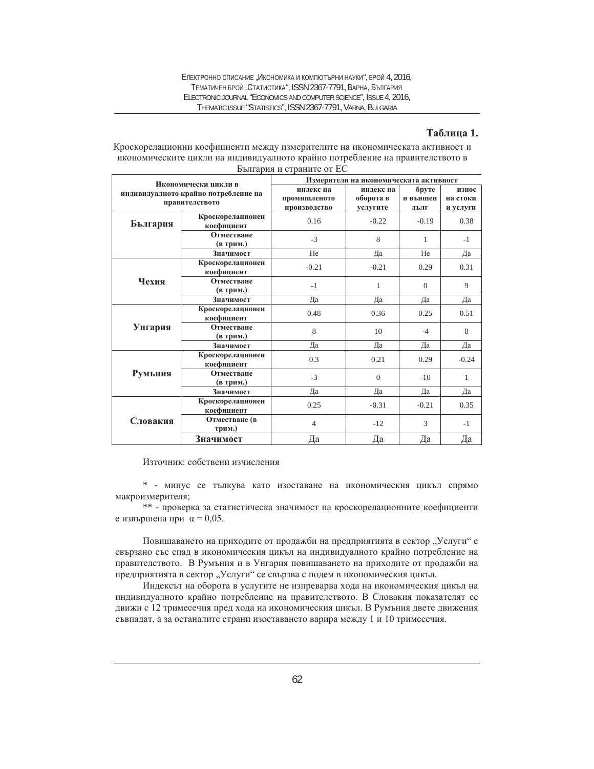**Таблица 1.**

Кроскорелационни коефициенти между измерителите на икономическата активност и икономическите цикли на индивидуалното крайно потребление на правителството в България и страните от ЕС

| Икономически цикли в индивидуалното крайно потребление на правителството | | Измерители на икономическата активност | | | |
|---|---|---|---|---|---|
| | | индекс на промишленото производство | индекс на оборота в услугите | бруте н външен дълг | износ на стоки и услуги |
| **България** | **Кроскорелационен коефициент** | 0.16 | -0.22 | -0.19 | 0.38 |
| | **Отместване (в трим.)** | -3 | 8 | 1 | -1 |
| | **Значимост** | Не | Да | Не | Да |
| **Чехия** | **Кроскорелационен коефициент** | -0.21 | -0.21 | 0.29 | 0.31 |
| | **Отместване (в трим.)** | -1 | 1 | 0 | 9 |
| | **Значимост** | Да | Да | Да | Да |
| **Унгария** | **Кроскорелационен коефициент** | 0.48 | 0.36 | 0.25 | 0.51 |
| | **Отместване (в трим.)** | 8 | 10 | -4 | 8 |
| | **Значимост** | Да | Да | Да | Да |
| **Румъния** | **Кроскорелационен коефициент** | 0.3 | 0.21 | 0.29 | -0.24 |
| | **Отместване (в трим.)** | -3 | 0 | -10 | 1 |
| | **Значимост** | Да | Да | Да | Да |
| **Словакия** | **Кроскорелационен коефициент** | 0.25 | -0.31 | -0.21 | 0.35 |
| | **Отместване (в трим.)** | 4 | -12 | 3 | -1 |
| | **Значимост** | Да | Да | Да | Да |

Източник: собствени изчисления

\* - минус се тълкува като изоставане на икономическия цикъл спрямо макроизмерителя;

\*\* - проверка за статистическа значимост на кроскорелационните коефициенти е извършена при $\alpha = 0{,}05$.

Повишаването на приходите от продажби на предприятията в сектор „Услуги" е свързано със спад в икономическия цикъл на индивидуалното крайно потребление на правителството. В Румъния и в Унгария повишаването на приходите от продажби на предприятията в сектор „Услуги" се свързва с подем в икономическия цикъл.

Индексът на оборота в услугите не изпреварва хода на икономическия цикъл на индивидуалното крайно потребление на правителството. В Словакия показателят се движи с 12 тримесечия пред хода на икономическия цикъл. В Румъния двете движения съвпадат, а за останалите страни изоставането варира между 1 и 10 тримесечия.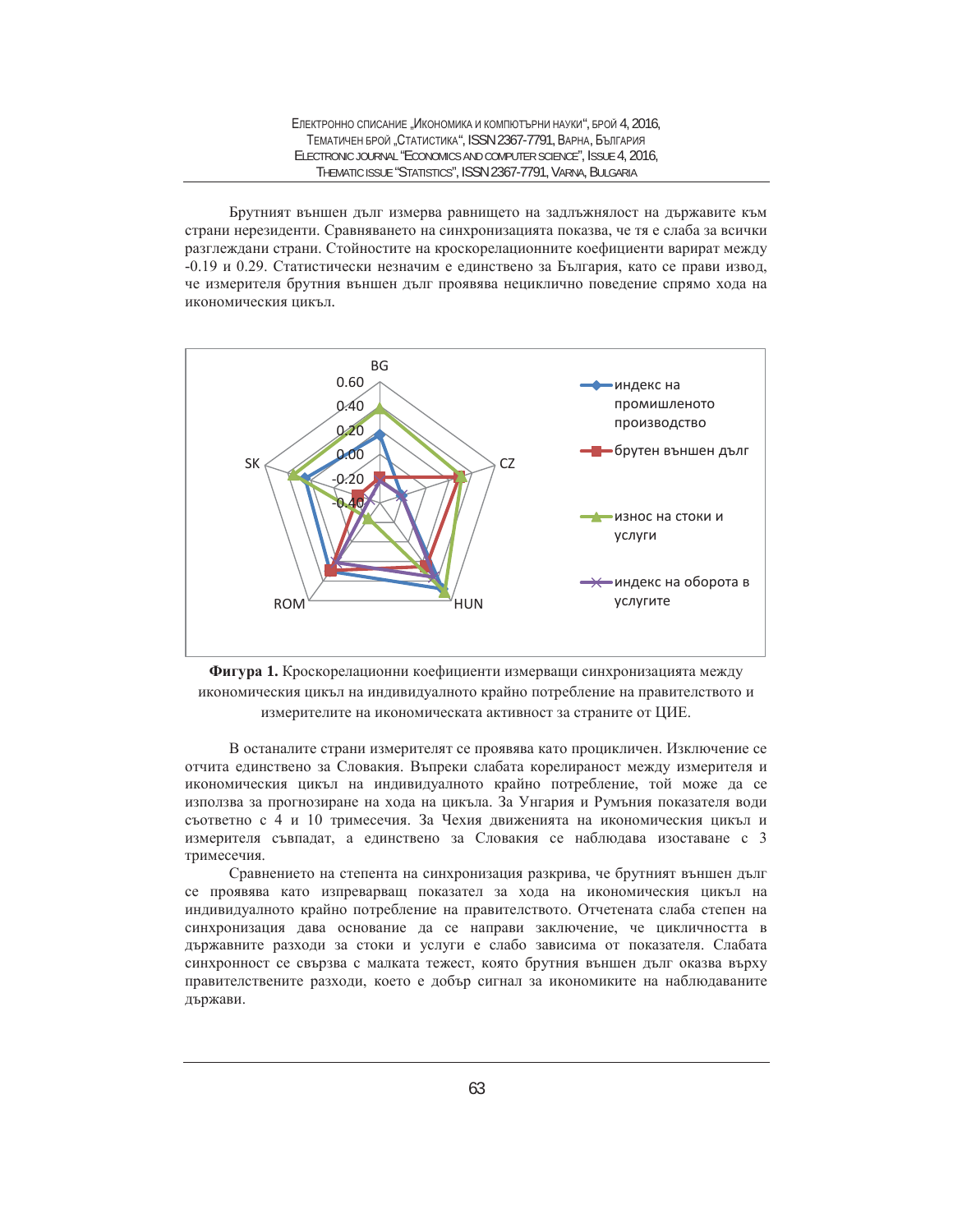Брутният външен дълг измерва равнището на задлъжнялост на държавите към страни нерезиденти. Сравняването на синхронизацията показва, че тя е слаба за всички разглеждани страни. Стойностите на кроскорелационните коефициенти варират между -0.19 и 0.29. Статистически незначим е единствено за България, като се прави извод, че измерителя брутния външен дълг проявява нециклично поведение спрямо хода на икономическия цикъл.

**Фигура 1.** Кроскорелационни коефициенти измерващи синхронизацията между икономическия цикъл на индивидуалното крайно потребление на правителството и измерителите на икономическата активност за страните от ЦИЕ.

В останалите страни измерителят се проявява като процикличен. Изключение се отчита единствено за Словакия. Въпреки слабата корелираност между измерителя и икономическия цикъл на индивидуалното крайно потребление, той може да се използва за прогнозиране на хода на цикъла. За Унгария и Румъния показателя води съответно с 4 и 10 тримесечия. За Чехия движенията на икономическия цикъл и измерителя съвпадат, а единствено за Словакия се наблюдава изоставане с 3 тримесечия.

Сравнението на степента на синхронизация разкрива, че брутният външен дълг се проявява като изпреварващ показател за хода на икономическия цикъл на индивидуалното крайно потребление на правителството. Отчетената слаба степен на синхронизация дава основание да се направи заключение, че цикличността в държавните разходи за стоки и услуги е слабо зависима от показателя. Слабата синхронност се свързва с малката тежест, която брутния външен дълг оказва върху правителствените разходи, което е добър сигнал за икономиките на наблюдаваните държави.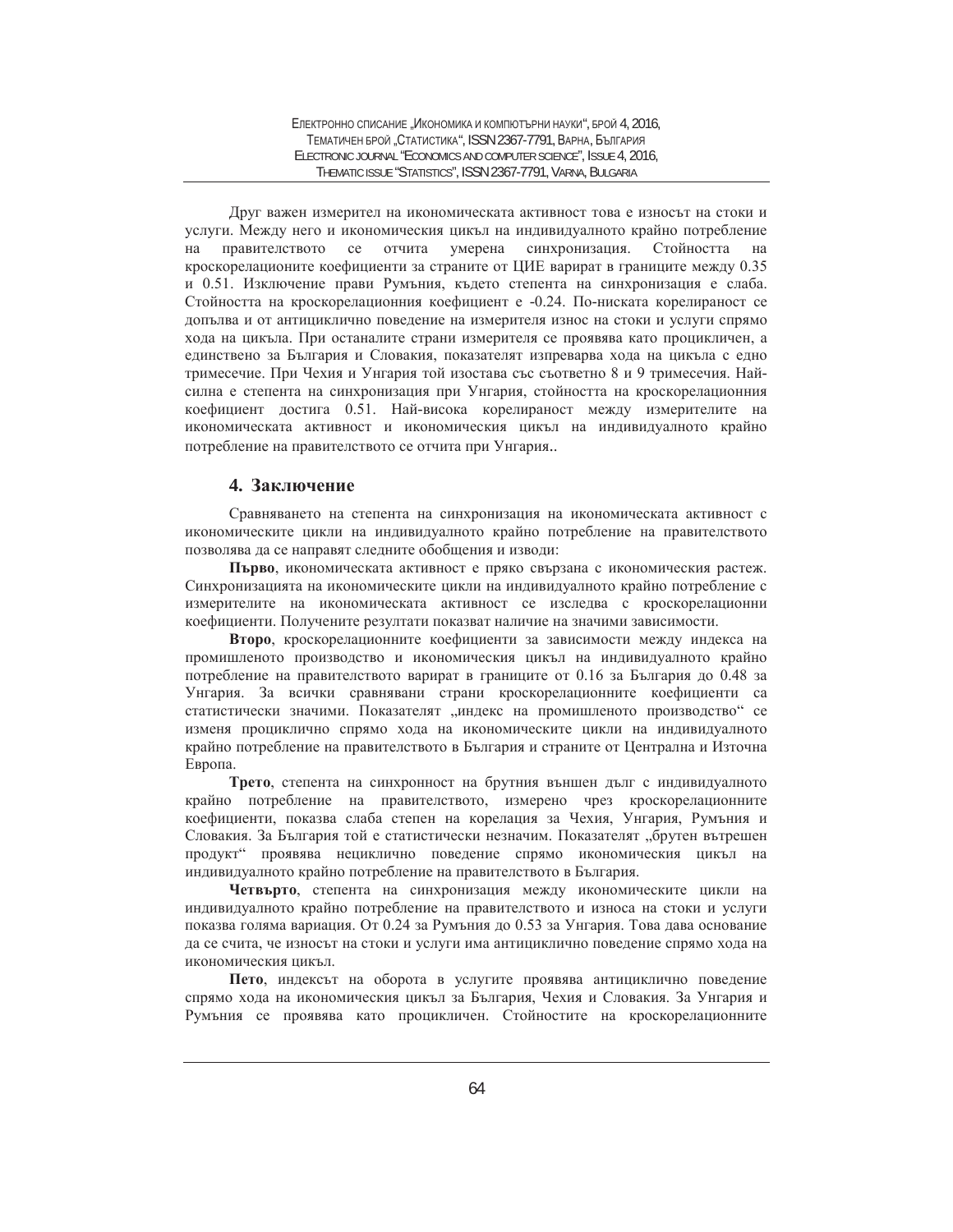Друг важен измерител на икономическата активност това е износът на стоки и услуги. Между него и икономическия цикъл на индивидуалното крайно потребление на правителството се отчита умерена синхронизация. Стойността на кроскорелационите коефициенти за страните от ЦИЕ варират в границите между 0.35 и 0.51. Изключение прави Румъния, където степента на синхронизация е слаба. Стойността на кроскорелационния коефициент е -0.24. По-ниската корелираност се допълва и от антициклично поведение на измерителя износ на стоки и услуги спрямо хода на цикъла. При останалите страни измерителя се проявява като процикличен, а единствено за България и Словакия, показателят изпреварва хода на цикъла с едно тримесечие. При Чехия и Унгария той изостава със съответно 8 и 9 тримесечия. Най-силна е степента на синхронизация при Унгария, стойността на кроскорелационния коефициент достига 0.51. Най-висока корелираност между измерителите на икономическата активност и икономическия цикъл на индивидуалното крайно потребление на правителството се отчита при Унгария..

## 4. Заключение

Сравняването на степента на синхронизация на икономическата активност с икономическите цикли на индивидуалното крайно потребление на правителството позволява да се направят следните обобщения и изводи:

**Първо**, икономическата активност е пряко свързана с икономическия растеж. Синхронизацията на икономическите цикли на индивидуалното крайно потребление с измерителите на икономическата активност се изследва с кроскорелационни коефициенти. Получените резултати показват наличие на значими зависимости.

**Второ**, кроскорелационните коефициенти за зависимости между индекса на промишленото производство и икономическия цикъл на индивидуалното крайно потребление на правителството варират в границите от 0.16 за България до 0.48 за Унгария. За всички сравнявани страни кроскорелационните коефициенти са статистически значими. Показателят „индекс на промишленото производство" се изменя проциклично спрямо хода на икономическите цикли на индивидуалното крайно потребление на правителството в България и страните от Централна и Източна Европа.

**Трето**, степента на синхронност на брутния външен дълг с индивидуалното крайно потребление на правителството, измерено чрез кроскорелационните коефициенти, показва слаба степен на корелация за Чехия, Унгария, Румъния и Словакия. За България той е статистически незначим. Показателят „брутен вътрешен продукт" проявява нециклично поведение спрямо икономическия цикъл на индивидуалното крайно потребление на правителството в България.

**Четвърто**, степента на синхронизация между икономическите цикли на индивидуалното крайно потребление на правителството и износа на стоки и услуги показва голяма вариация. От 0.24 за Румъния до 0.53 за Унгария. Това дава основание да се счита, че износът на стоки и услуги има антициклично поведение спрямо хода на икономическия цикъл.

**Пето**, индексът на оборота в услугите проявява антициклично поведение спрямо хода на икономическия цикъл за България, Чехия и Словакия. За Унгария и Румъния се проявява като процикличен. Стойностите на кроскорелационните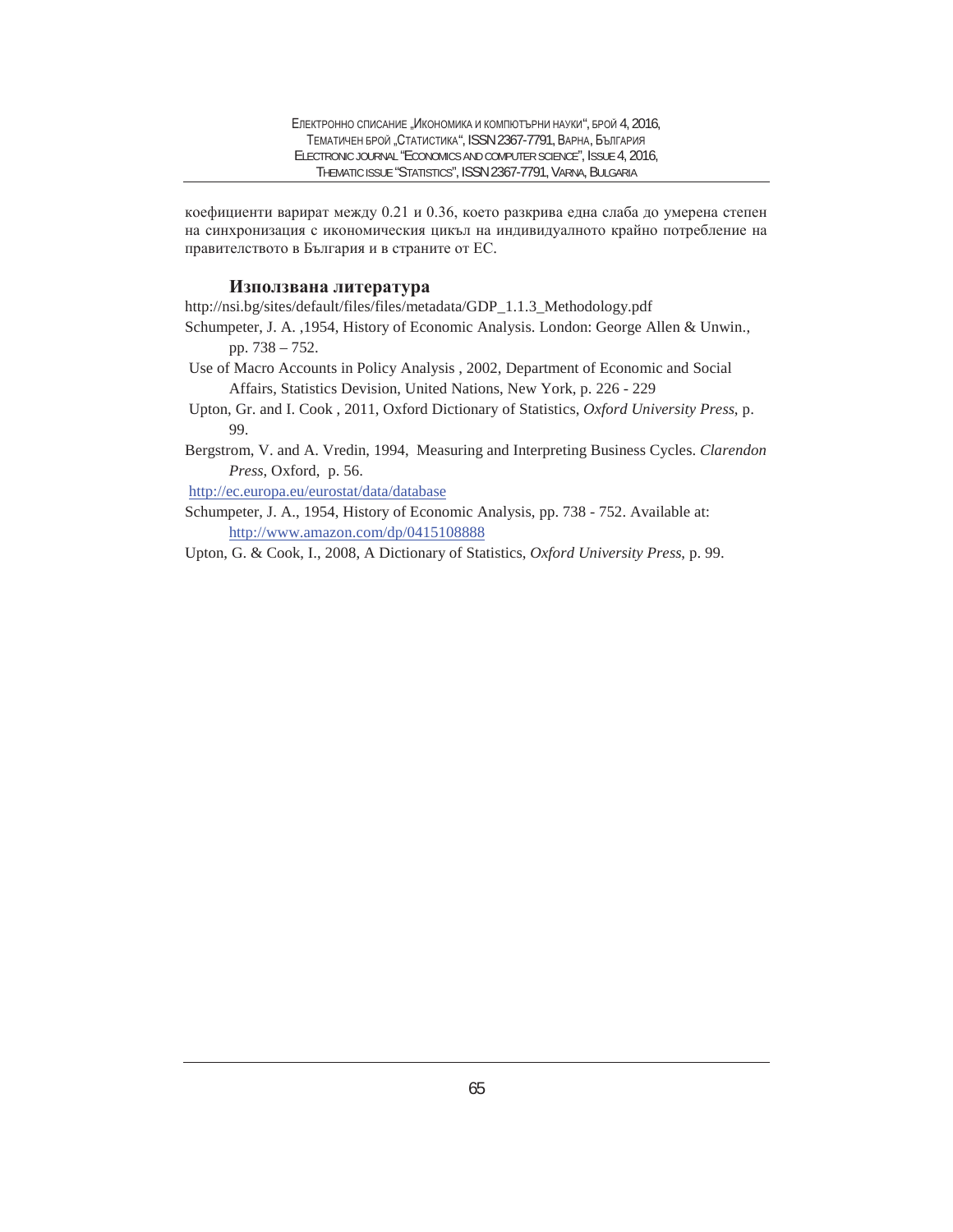коефициенти варират между 0.21 и 0.36, което разкрива една слаба до умерена степен на синхронизация с икономическия цикъл на индивидуалното крайно потребление на правителството в България и в страните от ЕС.

## Използвана литература

http://nsi.bg/sites/default/files/files/metadata/GDP_1.1.3_Methodology.pdf

Schumpeter, J. A. ,1954, History of Economic Analysis. London: George Allen & Unwin., pp. 738 – 752.

Use of Macro Accounts in Policy Analysis , 2002, Department of Economic and Social Affairs, Statistics Devision, United Nations, New York, p. 226 - 229

Upton, Gr. and I. Cook , 2011, Oxford Dictionary of Statistics, *Oxford University Press*, p. 99.

Bergstrom, V. and A. Vredin, 1994, Measuring and Interpreting Business Cycles. *Clarendon Press*, Oxford, p. 56.

http://ec.europa.eu/eurostat/data/database

Schumpeter, J. A., 1954, History of Economic Analysis, pp. 738 - 752. Available at: http://www.amazon.com/dp/0415108888

Upton, G. & Cook, I., 2008, A Dictionary of Statistics, *Oxford University Press*, p. 99.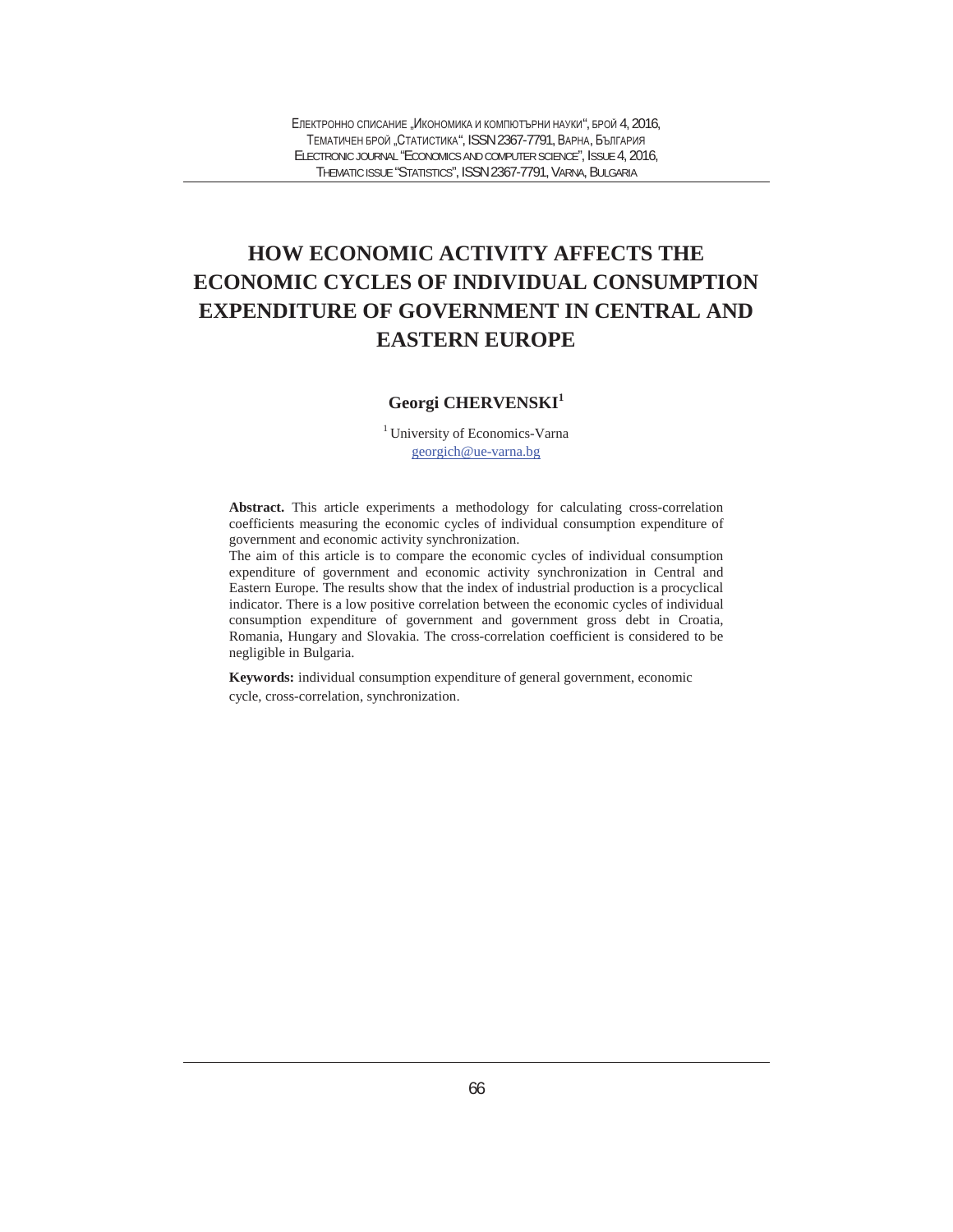# HOW ECONOMIC ACTIVITY AFFECTS THE ECONOMIC CYCLES OF INDIVIDUAL CONSUMPTION EXPENDITURE OF GOVERNMENT IN CENTRAL AND EASTERN EUROPE

**Georgi CHERVENSKI**[1]

[1] University of Economics-Varna
georgich@ue-varna.bg

**Abstract.** This article experiments a methodology for calculating cross-correlation coefficients measuring the economic cycles of individual consumption expenditure of government and economic activity synchronization.
The aim of this article is to compare the economic cycles of individual consumption expenditure of government and economic activity synchronization in Central and Eastern Europe. The results show that the index of industrial production is a procyclical indicator. There is a low positive correlation between the economic cycles of individual consumption expenditure of government and government gross debt in Croatia, Romania, Hungary and Slovakia. The cross-correlation coefficient is considered to be negligible in Bulgaria.

**Keywords:** individual consumption expenditure of general government, economic cycle, cross-correlation, synchronization.